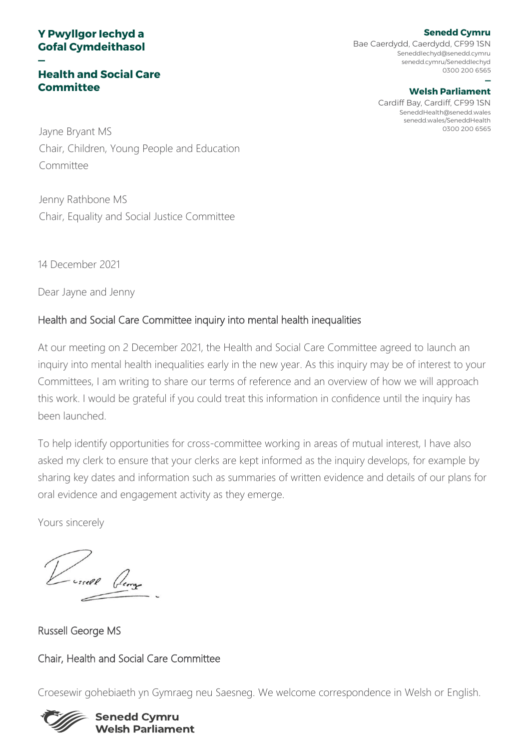**Y Pwyllgor Iechyd a Gofal Cymdeithasol**

—

**Health and Social Care Committee**

**Senedd Cymru**
Bae Caerdydd, Caerdydd, CF99 1SN
SeneddIechyd@senedd.cymru
senedd.cymru/SeneddIechyd
0300 200 6565

—

**Welsh Parliament**
Cardiff Bay, Cardiff, CF99 1SN
SeneddHealth@senedd.wales
senedd.wales/SeneddHealth
0300 200 6565

Jayne Bryant MS
Chair, Children, Young People and Education Committee

Jenny Rathbone MS
Chair, Equality and Social Justice Committee

14 December 2021

Dear Jayne and Jenny

## Health and Social Care Committee inquiry into mental health inequalities

At our meeting on 2 December 2021, the Health and Social Care Committee agreed to launch an inquiry into mental health inequalities early in the new year. As this inquiry may be of interest to your Committees, I am writing to share our terms of reference and an overview of how we will approach this work. I would be grateful if you could treat this information in confidence until the inquiry has been launched.

To help identify opportunities for cross-committee working in areas of mutual interest, I have also asked my clerk to ensure that your clerks are kept informed as the inquiry develops, for example by sharing key dates and information such as summaries of written evidence and details of our plans for oral evidence and engagement activity as they emerge.

Yours sincerely

Russell George MS

Chair, Health and Social Care Committee

Croesewir gohebiaeth yn Gymraeg neu Saesneg. We welcome correspondence in Welsh or English.

**Senedd Cymru**
**Welsh Parliament**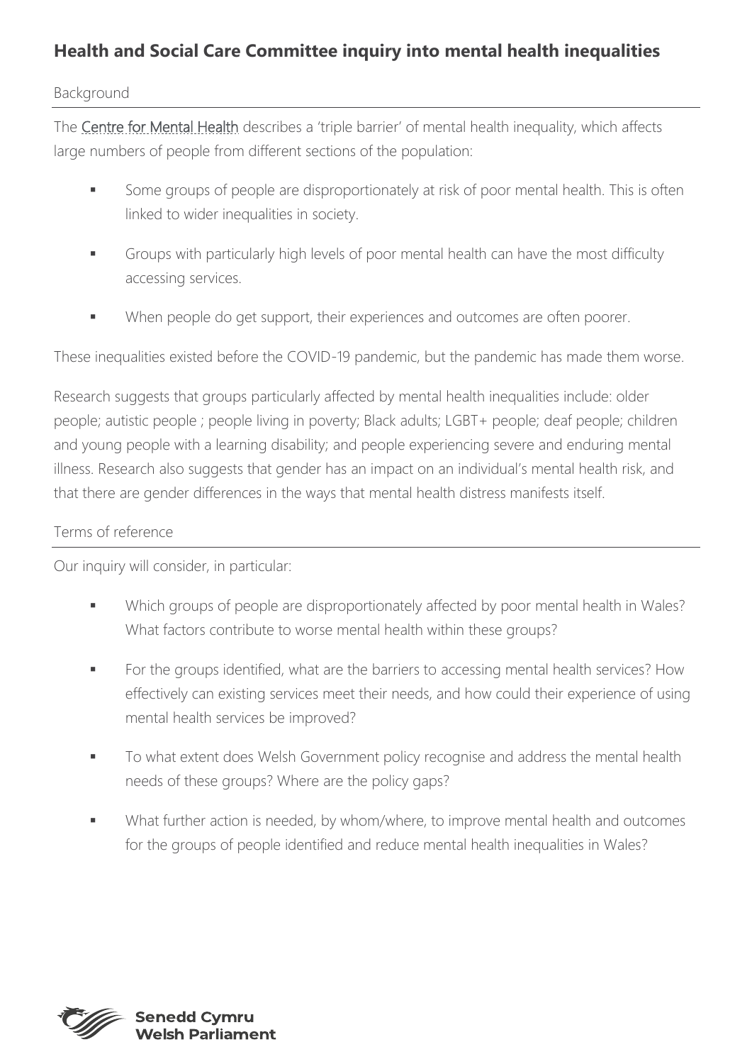## Health and Social Care Committee inquiry into mental health inequalities

### Background

The Centre for Mental Health describes a 'triple barrier' of mental health inequality, which affects large numbers of people from different sections of the population:

- Some groups of people are disproportionately at risk of poor mental health. This is often linked to wider inequalities in society.
- Groups with particularly high levels of poor mental health can have the most difficulty accessing services.
- When people do get support, their experiences and outcomes are often poorer.

These inequalities existed before the COVID-19 pandemic, but the pandemic has made them worse.

Research suggests that groups particularly affected by mental health inequalities include: older people; autistic people ; people living in poverty; Black adults; LGBT+ people; deaf people; children and young people with a learning disability; and people experiencing severe and enduring mental illness. Research also suggests that gender has an impact on an individual's mental health risk, and that there are gender differences in the ways that mental health distress manifests itself.

### Terms of reference

Our inquiry will consider, in particular:

- Which groups of people are disproportionately affected by poor mental health in Wales? What factors contribute to worse mental health within these groups?
- For the groups identified, what are the barriers to accessing mental health services? How effectively can existing services meet their needs, and how could their experience of using mental health services be improved?
- To what extent does Welsh Government policy recognise and address the mental health needs of these groups? Where are the policy gaps?
- What further action is needed, by whom/where, to improve mental health and outcomes for the groups of people identified and reduce mental health inequalities in Wales?

Senedd Cymru
Welsh Parliament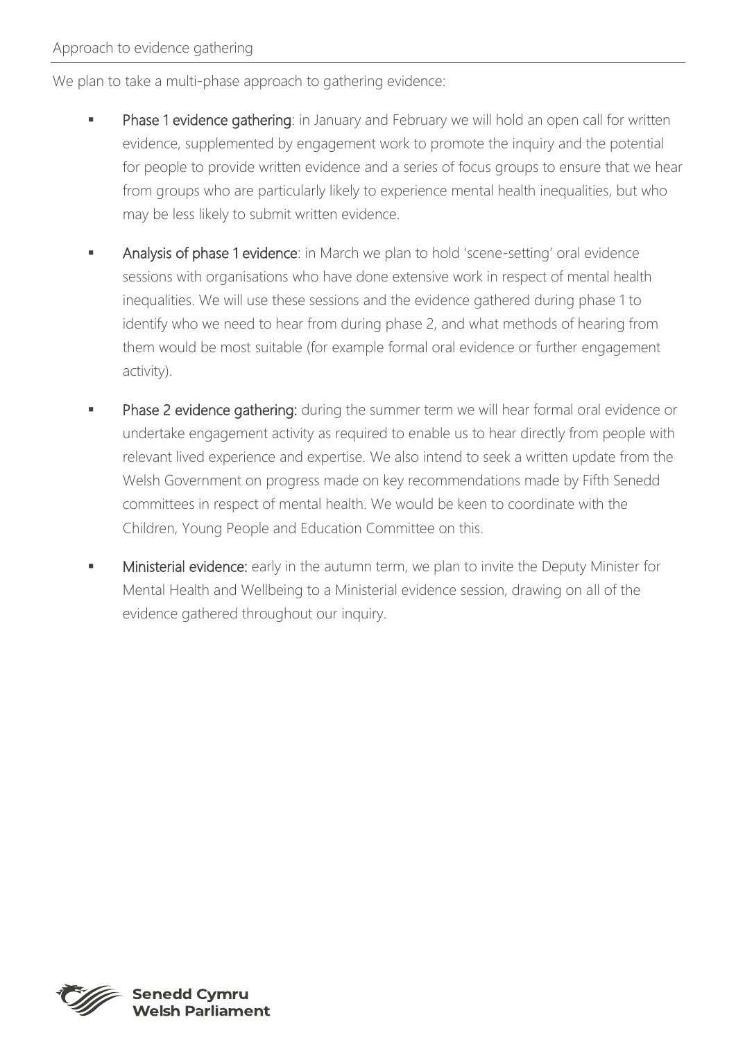## Approach to evidence gathering

We plan to take a multi-phase approach to gathering evidence:

- **Phase 1 evidence gathering**: in January and February we will hold an open call for written evidence, supplemented by engagement work to promote the inquiry and the potential for people to provide written evidence and a series of focus groups to ensure that we hear from groups who are particularly likely to experience mental health inequalities, but who may be less likely to submit written evidence.
- **Analysis of phase 1 evidence**: in March we plan to hold 'scene-setting' oral evidence sessions with organisations who have done extensive work in respect of mental health inequalities. We will use these sessions and the evidence gathered during phase 1 to identify who we need to hear from during phase 2, and what methods of hearing from them would be most suitable (for example formal oral evidence or further engagement activity).
- **Phase 2 evidence gathering:** during the summer term we will hear formal oral evidence or undertake engagement activity as required to enable us to hear directly from people with relevant lived experience and expertise. We also intend to seek a written update from the Welsh Government on progress made on key recommendations made by Fifth Senedd committees in respect of mental health. We would be keen to coordinate with the Children, Young People and Education Committee on this.
- **Ministerial evidence:** early in the autumn term, we plan to invite the Deputy Minister for Mental Health and Wellbeing to a Ministerial evidence session, drawing on all of the evidence gathered throughout our inquiry.